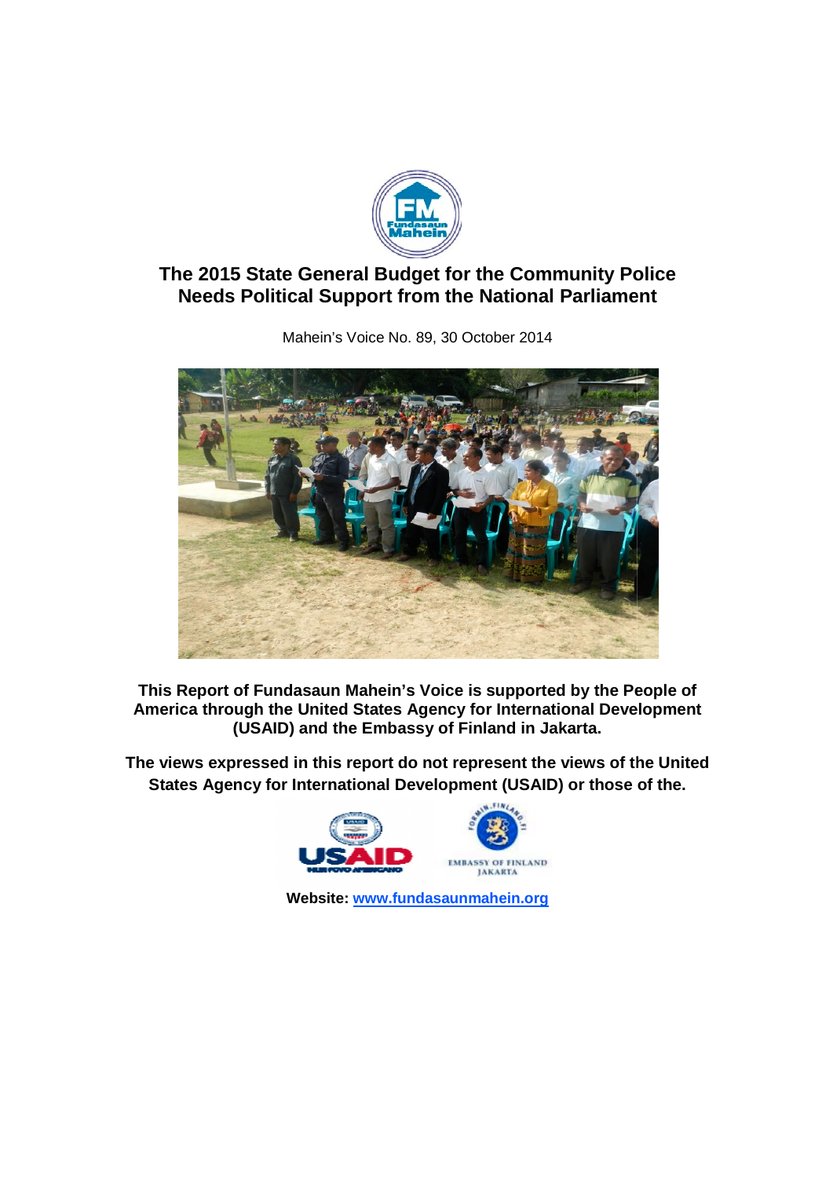# The 2015 State General Budget for the Community Police Needs Political Support from the National Parliament

Mahein's Voice No. 89, 30 October 2014

**This Report of Fundasaun Mahein's Voice is supported by the People of America through the United States Agency for International Development (USAID) and the Embassy of Finland in Jakarta.**

**The views expressed in this report do not represent the views of the United States Agency for International Development (USAID) or those of the.**

**Website: [www.fundasaunmahein.org](http://www.fundasaunmahein.org)**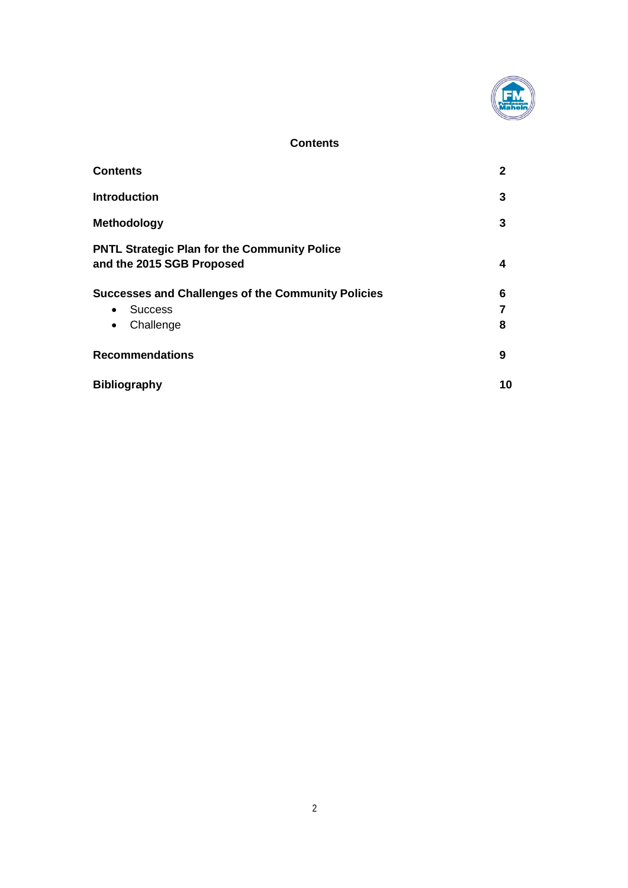## Contents

| | |
|---|---|
| **Contents** | **2** |
| **Introduction** | **3** |
| **Methodology** | **3** |
| **PNTL Strategic Plan for the Community Police and the 2015 SGB Proposed** | **4** |
| **Successes and Challenges of the Community Policies** | **6** |
| • Success | **7** |
| • Challenge | **8** |
| **Recommendations** | **9** |
| **Bibliography** | **10** |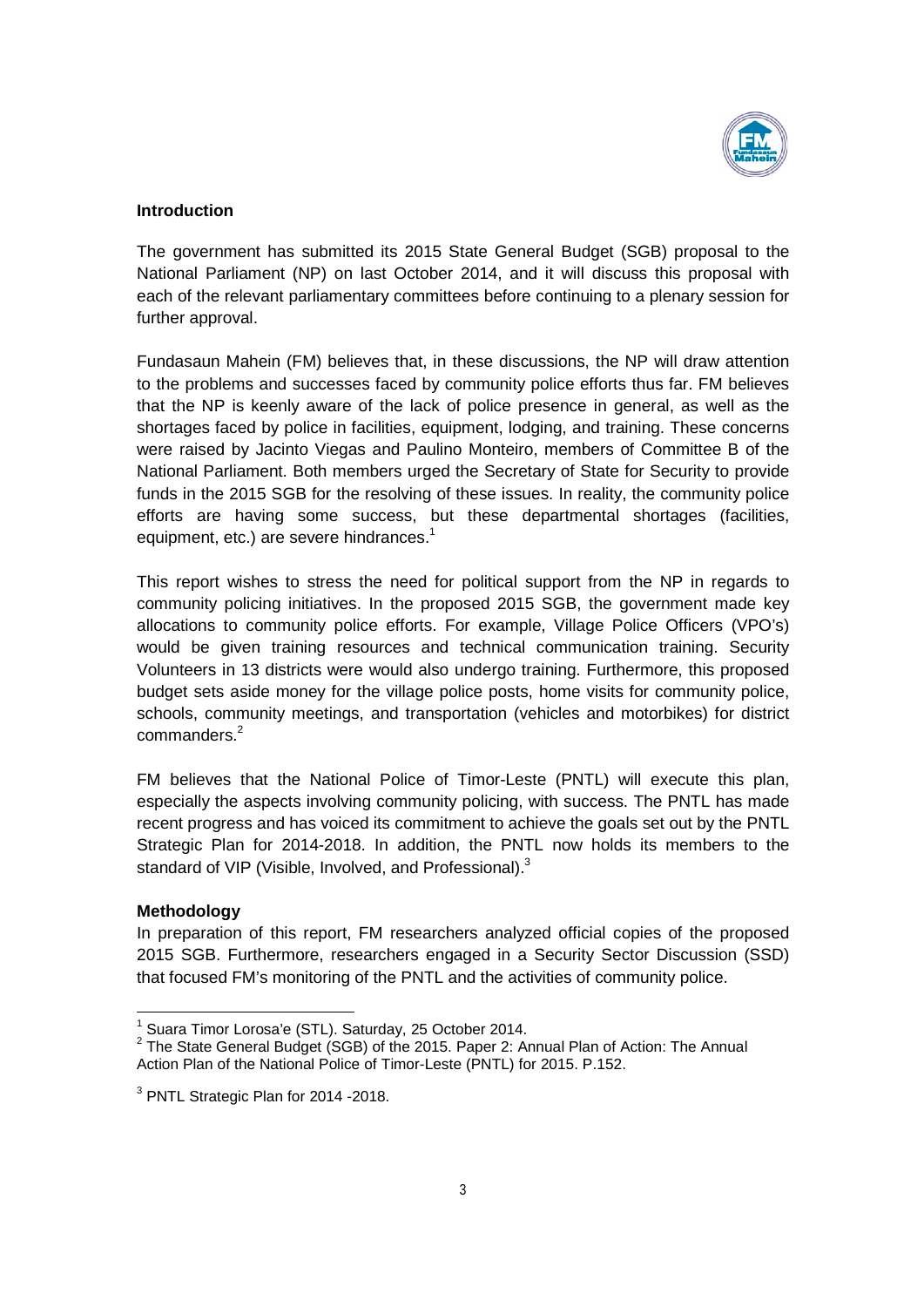## Introduction

The government has submitted its 2015 State General Budget (SGB) proposal to the National Parliament (NP) on last October 2014, and it will discuss this proposal with each of the relevant parliamentary committees before continuing to a plenary session for further approval.

Fundasaun Mahein (FM) believes that, in these discussions, the NP will draw attention to the problems and successes faced by community police efforts thus far. FM believes that the NP is keenly aware of the lack of police presence in general, as well as the shortages faced by police in facilities, equipment, lodging, and training. These concerns were raised by Jacinto Viegas and Paulino Monteiro, members of Committee B of the National Parliament. Both members urged the Secretary of State for Security to provide funds in the 2015 SGB for the resolving of these issues. In reality, the community police efforts are having some success, but these departmental shortages (facilities, equipment, etc.) are severe hindrances.[1]

This report wishes to stress the need for political support from the NP in regards to community policing initiatives. In the proposed 2015 SGB, the government made key allocations to community police efforts. For example, Village Police Officers (VPO's) would be given training resources and technical communication training. Security Volunteers in 13 districts were would also undergo training. Furthermore, this proposed budget sets aside money for the village police posts, home visits for community police, schools, community meetings, and transportation (vehicles and motorbikes) for district commanders.[2]

FM believes that the National Police of Timor-Leste (PNTL) will execute this plan, especially the aspects involving community policing, with success. The PNTL has made recent progress and has voiced its commitment to achieve the goals set out by the PNTL Strategic Plan for 2014-2018. In addition, the PNTL now holds its members to the standard of VIP (Visible, Involved, and Professional).[3]

## Methodology

In preparation of this report, FM researchers analyzed official copies of the proposed 2015 SGB. Furthermore, researchers engaged in a Security Sector Discussion (SSD) that focused FM's monitoring of the PNTL and the activities of community police.

---

[1] Suara Timor Lorosa'e (STL). Saturday, 25 October 2014.

[2] The State General Budget (SGB) of the 2015. Paper 2: Annual Plan of Action: The Annual Action Plan of the National Police of Timor-Leste (PNTL) for 2015. P.152.

[3] PNTL Strategic Plan for 2014 -2018.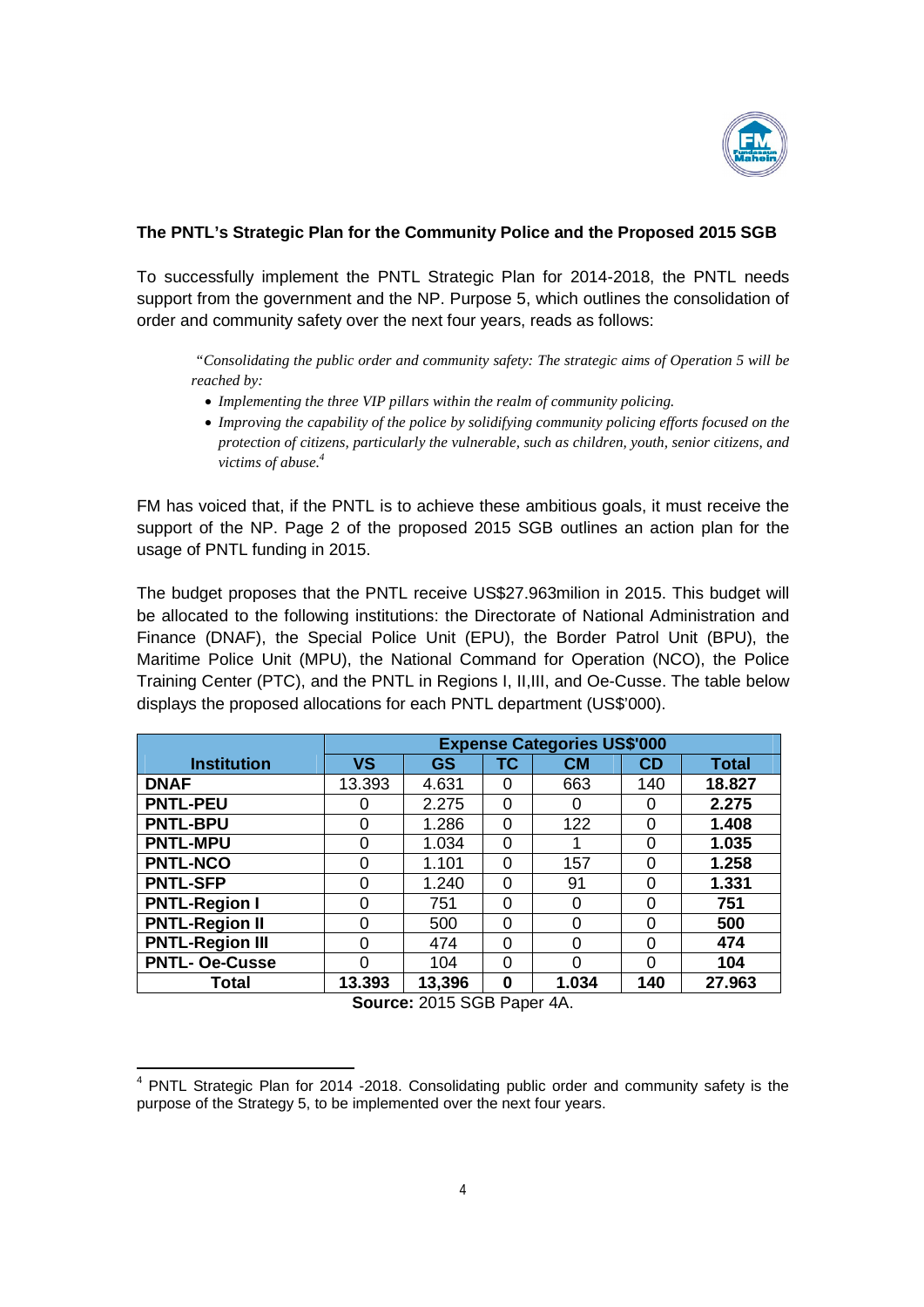**The PNTL's Strategic Plan for the Community Police and the Proposed 2015 SGB**

To successfully implement the PNTL Strategic Plan for 2014-2018, the PNTL needs support from the government and the NP. Purpose 5, which outlines the consolidation of order and community safety over the next four years, reads as follows:

> *"Consolidating the public order and community safety: The strategic aims of Operation 5 will be reached by:*
>
> - *Implementing the three VIP pillars within the realm of community policing.*
> - *Improving the capability of the police by solidifying community policing efforts focused on the protection of citizens, particularly the vulnerable, such as children, youth, senior citizens, and victims of abuse.*[4]

FM has voiced that, if the PNTL is to achieve these ambitious goals, it must receive the support of the NP. Page 2 of the proposed 2015 SGB outlines an action plan for the usage of PNTL funding in 2015.

The budget proposes that the PNTL receive US$27.963milion in 2015. This budget will be allocated to the following institutions: the Directorate of National Administration and Finance (DNAF), the Special Police Unit (EPU), the Border Patrol Unit (BPU), the Maritime Police Unit (MPU), the National Command for Operation (NCO), the Police Training Center (PTC), and the PNTL in Regions I, II,III, and Oe-Cusse. The table below displays the proposed allocations for each PNTL department (US$'000).

| Institution | Expense Categories US$'000 | | | | | |
|---|---|---|---|---|---|---|
| | **VS** | **GS** | **TC** | **CM** | **CD** | **Total** |
| **DNAF** | 13.393 | 4.631 | 0 | 663 | 140 | **18.827** |
| **PNTL-PEU** | 0 | 2.275 | 0 | 0 | 0 | **2.275** |
| **PNTL-BPU** | 0 | 1.286 | 0 | 122 | 0 | **1.408** |
| **PNTL-MPU** | 0 | 1.034 | 0 | 1 | 0 | **1.035** |
| **PNTL-NCO** | 0 | 1.101 | 0 | 157 | 0 | **1.258** |
| **PNTL-SFP** | 0 | 1.240 | 0 | 91 | 0 | **1.331** |
| **PNTL-Region I** | 0 | 751 | 0 | 0 | 0 | **751** |
| **PNTL-Region II** | 0 | 500 | 0 | 0 | 0 | **500** |
| **PNTL-Region III** | 0 | 474 | 0 | 0 | 0 | **474** |
| **PNTL- Oe-Cusse** | 0 | 104 | 0 | 0 | 0 | **104** |
| **Total** | **13.393** | **13,396** | **0** | **1.034** | **140** | **27.963** |

**Source:** 2015 SGB Paper 4A.

---

[4] PNTL Strategic Plan for 2014 -2018. Consolidating public order and community safety is the purpose of the Strategy 5, to be implemented over the next four years.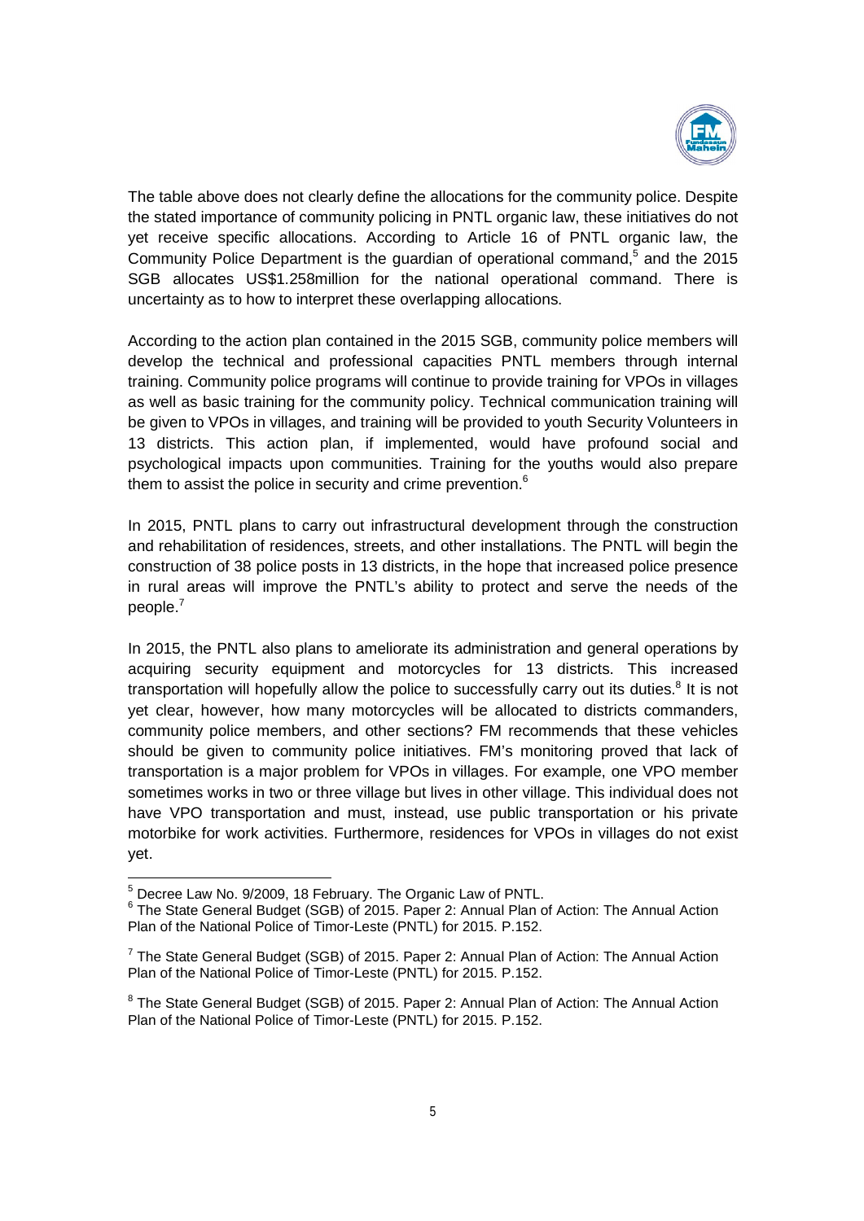The table above does not clearly define the allocations for the community police. Despite the stated importance of community policing in PNTL organic law, these initiatives do not yet receive specific allocations. According to Article 16 of PNTL organic law, the Community Police Department is the guardian of operational command,[5] and the 2015 SGB allocates US$1.258million for the national operational command. There is uncertainty as to how to interpret these overlapping allocations.

According to the action plan contained in the 2015 SGB, community police members will develop the technical and professional capacities PNTL members through internal training. Community police programs will continue to provide training for VPOs in villages as well as basic training for the community policy. Technical communication training will be given to VPOs in villages, and training will be provided to youth Security Volunteers in 13 districts. This action plan, if implemented, would have profound social and psychological impacts upon communities. Training for the youths would also prepare them to assist the police in security and crime prevention.[6]

In 2015, PNTL plans to carry out infrastructural development through the construction and rehabilitation of residences, streets, and other installations. The PNTL will begin the construction of 38 police posts in 13 districts, in the hope that increased police presence in rural areas will improve the PNTL's ability to protect and serve the needs of the people.[7]

In 2015, the PNTL also plans to ameliorate its administration and general operations by acquiring security equipment and motorcycles for 13 districts. This increased transportation will hopefully allow the police to successfully carry out its duties.[8] It is not yet clear, however, how many motorcycles will be allocated to districts commanders, community police members, and other sections? FM recommends that these vehicles should be given to community police initiatives. FM's monitoring proved that lack of transportation is a major problem for VPOs in villages. For example, one VPO member sometimes works in two or three village but lives in other village. This individual does not have VPO transportation and must, instead, use public transportation or his private motorbike for work activities. Furthermore, residences for VPOs in villages do not exist yet.

---

[5] Decree Law No. 9/2009, 18 February. The Organic Law of PNTL.

[6] The State General Budget (SGB) of 2015. Paper 2: Annual Plan of Action: The Annual Action Plan of the National Police of Timor-Leste (PNTL) for 2015. P.152.

[7] The State General Budget (SGB) of 2015. Paper 2: Annual Plan of Action: The Annual Action Plan of the National Police of Timor-Leste (PNTL) for 2015. P.152.

[8] The State General Budget (SGB) of 2015. Paper 2: Annual Plan of Action: The Annual Action Plan of the National Police of Timor-Leste (PNTL) for 2015. P.152.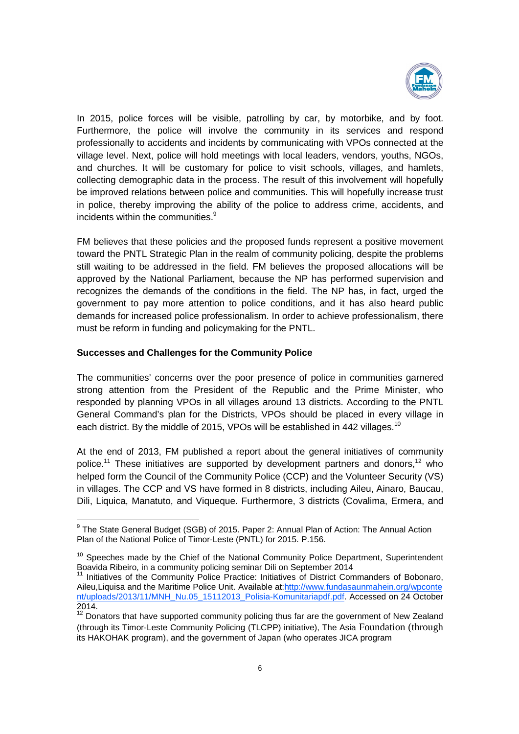In 2015, police forces will be visible, patrolling by car, by motorbike, and by foot. Furthermore, the police will involve the community in its services and respond professionally to accidents and incidents by communicating with VPOs connected at the village level. Next, police will hold meetings with local leaders, vendors, youths, NGOs, and churches. It will be customary for police to visit schools, villages, and hamlets, collecting demographic data in the process. The result of this involvement will hopefully be improved relations between police and communities. This will hopefully increase trust in police, thereby improving the ability of the police to address crime, accidents, and incidents within the communities.[9]

FM believes that these policies and the proposed funds represent a positive movement toward the PNTL Strategic Plan in the realm of community policing, despite the problems still waiting to be addressed in the field. FM believes the proposed allocations will be approved by the National Parliament, because the NP has performed supervision and recognizes the demands of the conditions in the field. The NP has, in fact, urged the government to pay more attention to police conditions, and it has also heard public demands for increased police professionalism. In order to achieve professionalism, there must be reform in funding and policymaking for the PNTL.

**Successes and Challenges for the Community Police**

The communities' concerns over the poor presence of police in communities garnered strong attention from the President of the Republic and the Prime Minister, who responded by planning VPOs in all villages around 13 districts. According to the PNTL General Command's plan for the Districts, VPOs should be placed in every village in each district. By the middle of 2015, VPOs will be established in 442 villages.[10]

At the end of 2013, FM published a report about the general initiatives of community police.[11] These initiatives are supported by development partners and donors,[12] who helped form the Council of the Community Police (CCP) and the Volunteer Security (VS) in villages. The CCP and VS have formed in 8 districts, including Aileu, Ainaro, Baucau, Dili, Liquica, Manatuto, and Viqueque. Furthermore, 3 districts (Covalima, Ermera, and

---

[9] The State General Budget (SGB) of 2015. Paper 2: Annual Plan of Action: The Annual Action Plan of the National Police of Timor-Leste (PNTL) for 2015. P.156.

[10] Speeches made by the Chief of the National Community Police Department, Superintendent Boavida Ribeiro, in a community policing seminar Dili on September 2014

[11] Initiatives of the Community Police Practice: Initiatives of District Commanders of Bobonaro, Aileu,Liquisa and the Maritime Police Unit. Available at:http://www.fundasaunmahein.org/wpcontent/uploads/2013/11/MNH_Nu.05_15112013_Polisia-Komunitariapdf.pdf. Accessed on 24 October 2014.

[12] Donators that have supported community policing thus far are the government of New Zealand (through its Timor-Leste Community Policing (TLCPP) initiative), The Asia Foundation (through its HAKOHAK program), and the government of Japan (who operates JICA program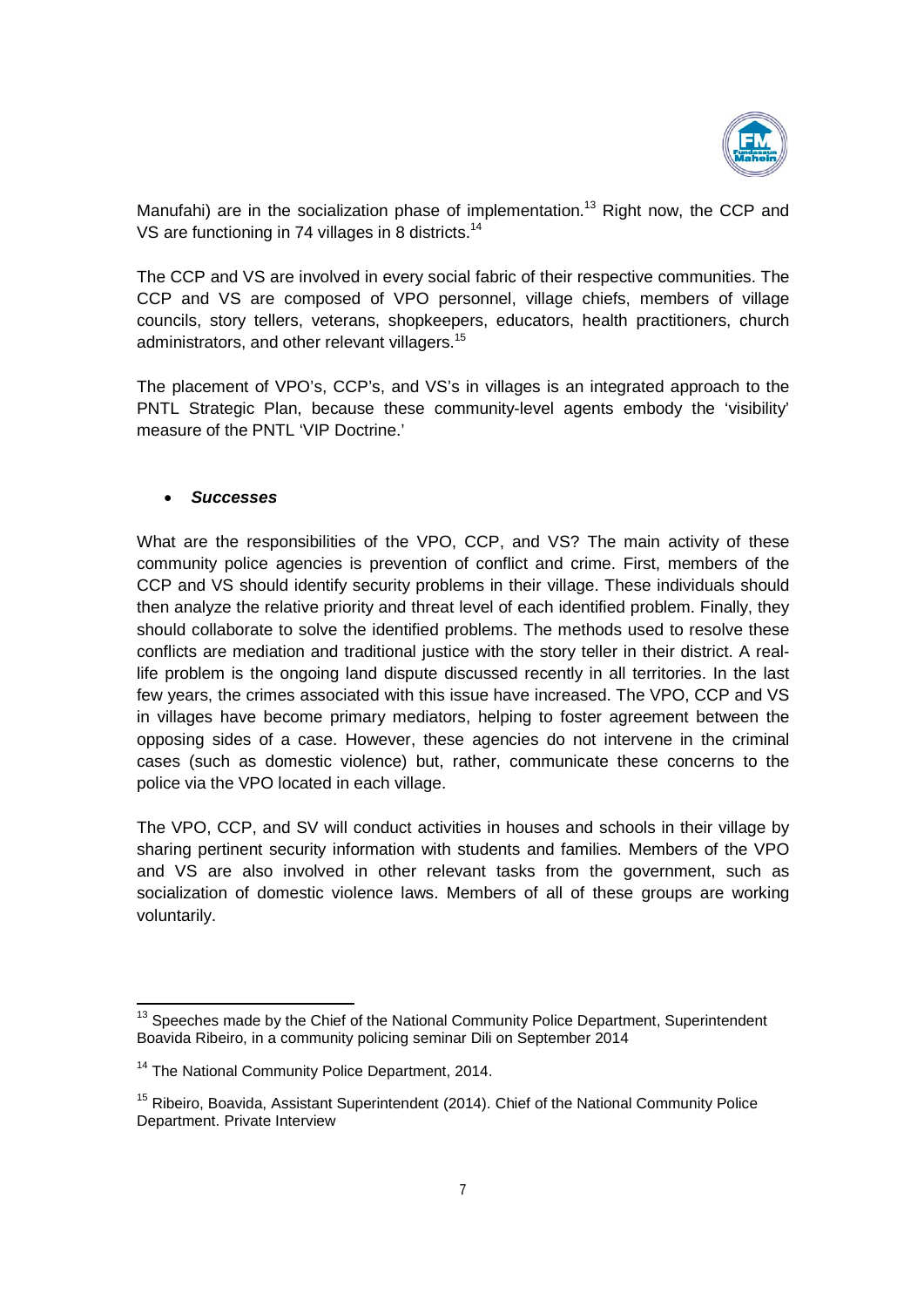Manufahi) are in the socialization phase of implementation.[13] Right now, the CCP and VS are functioning in 74 villages in 8 districts.[14]

The CCP and VS are involved in every social fabric of their respective communities. The CCP and VS are composed of VPO personnel, village chiefs, members of village councils, story tellers, veterans, shopkeepers, educators, health practitioners, church administrators, and other relevant villagers.[15]

The placement of VPO's, CCP's, and VS's in villages is an integrated approach to the PNTL Strategic Plan, because these community-level agents embody the 'visibility' measure of the PNTL 'VIP Doctrine.'

- ***Successes***

What are the responsibilities of the VPO, CCP, and VS? The main activity of these community police agencies is prevention of conflict and crime. First, members of the CCP and VS should identify security problems in their village. These individuals should then analyze the relative priority and threat level of each identified problem. Finally, they should collaborate to solve the identified problems. The methods used to resolve these conflicts are mediation and traditional justice with the story teller in their district. A real-life problem is the ongoing land dispute discussed recently in all territories. In the last few years, the crimes associated with this issue have increased. The VPO, CCP and VS in villages have become primary mediators, helping to foster agreement between the opposing sides of a case. However, these agencies do not intervene in the criminal cases (such as domestic violence) but, rather, communicate these concerns to the police via the VPO located in each village.

The VPO, CCP, and SV will conduct activities in houses and schools in their village by sharing pertinent security information with students and families. Members of the VPO and VS are also involved in other relevant tasks from the government, such as socialization of domestic violence laws. Members of all of these groups are working voluntarily.

---

[13] Speeches made by the Chief of the National Community Police Department, Superintendent Boavida Ribeiro, in a community policing seminar Dili on September 2014

[14] The National Community Police Department, 2014.

[15] Ribeiro, Boavida, Assistant Superintendent (2014). Chief of the National Community Police Department. Private Interview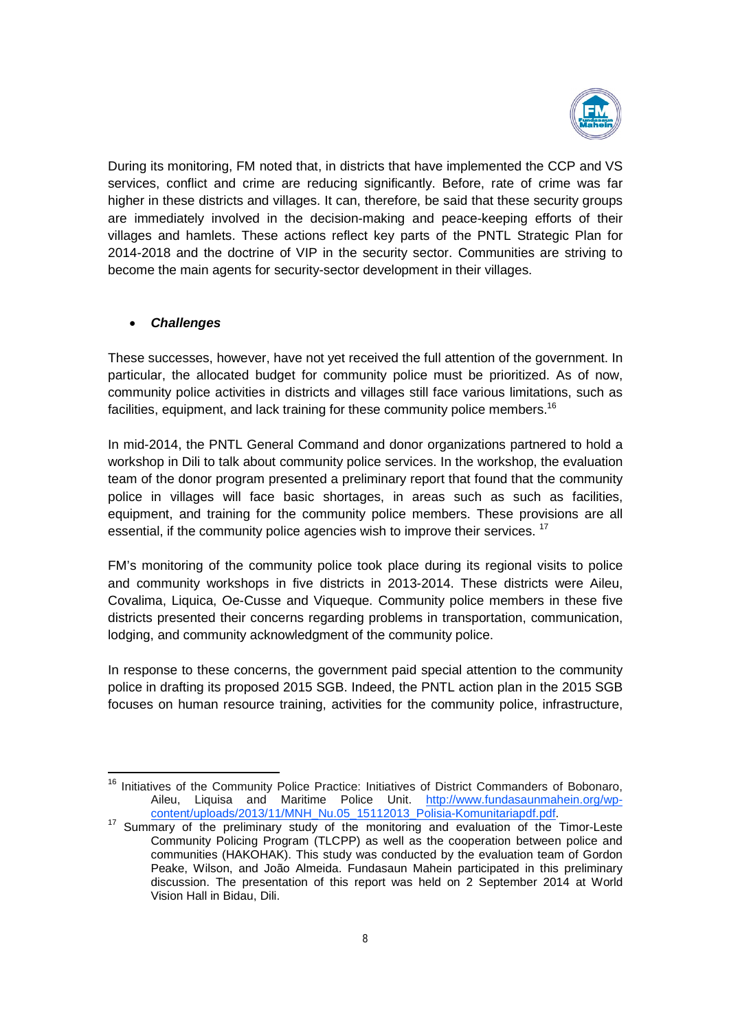During its monitoring, FM noted that, in districts that have implemented the CCP and VS services, conflict and crime are reducing significantly. Before, rate of crime was far higher in these districts and villages. It can, therefore, be said that these security groups are immediately involved in the decision-making and peace-keeping efforts of their villages and hamlets. These actions reflect key parts of the PNTL Strategic Plan for 2014-2018 and the doctrine of VIP in the security sector. Communities are striving to become the main agents for security-sector development in their villages.

- ***Challenges***

These successes, however, have not yet received the full attention of the government. In particular, the allocated budget for community police must be prioritized. As of now, community police activities in districts and villages still face various limitations, such as facilities, equipment, and lack training for these community police members.[16]

In mid-2014, the PNTL General Command and donor organizations partnered to hold a workshop in Dili to talk about community police services. In the workshop, the evaluation team of the donor program presented a preliminary report that found that the community police in villages will face basic shortages, in areas such as such as facilities, equipment, and training for the community police members. These provisions are all essential, if the community police agencies wish to improve their services. [17]

FM's monitoring of the community police took place during its regional visits to police and community workshops in five districts in 2013-2014. These districts were Aileu, Covalima, Liquica, Oe-Cusse and Viqueque. Community police members in these five districts presented their concerns regarding problems in transportation, communication, lodging, and community acknowledgment of the community police.

In response to these concerns, the government paid special attention to the community police in drafting its proposed 2015 SGB. Indeed, the PNTL action plan in the 2015 SGB focuses on human resource training, activities for the community police, infrastructure,

---

[16] Initiatives of the Community Police Practice: Initiatives of District Commanders of Bobonaro, Aileu, Liquisa and Maritime Police Unit. http://www.fundasaunmahein.org/wp-content/uploads/2013/11/MNH_Nu.05_15112013_Polisia-Komunitariapdf.pdf.

[17] Summary of the preliminary study of the monitoring and evaluation of the Timor-Leste Community Policing Program (TLCPP) as well as the cooperation between police and communities (HAKOHAK). This study was conducted by the evaluation team of Gordon Peake, Wilson, and João Almeida. Fundasaun Mahein participated in this preliminary discussion. The presentation of this report was held on 2 September 2014 at World Vision Hall in Bidau, Dili.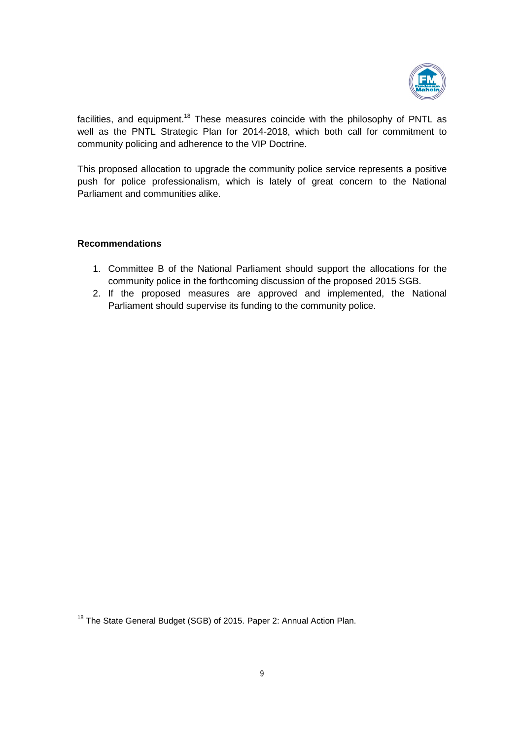facilities, and equipment.[18] These measures coincide with the philosophy of PNTL as well as the PNTL Strategic Plan for 2014-2018, which both call for commitment to community policing and adherence to the VIP Doctrine.

This proposed allocation to upgrade the community police service represents a positive push for police professionalism, which is lately of great concern to the National Parliament and communities alike.

**Recommendations**

1. Committee B of the National Parliament should support the allocations for the community police in the forthcoming discussion of the proposed 2015 SGB.
2. If the proposed measures are approved and implemented, the National Parliament should supervise its funding to the community police.

[18] The State General Budget (SGB) of 2015. Paper 2: Annual Action Plan.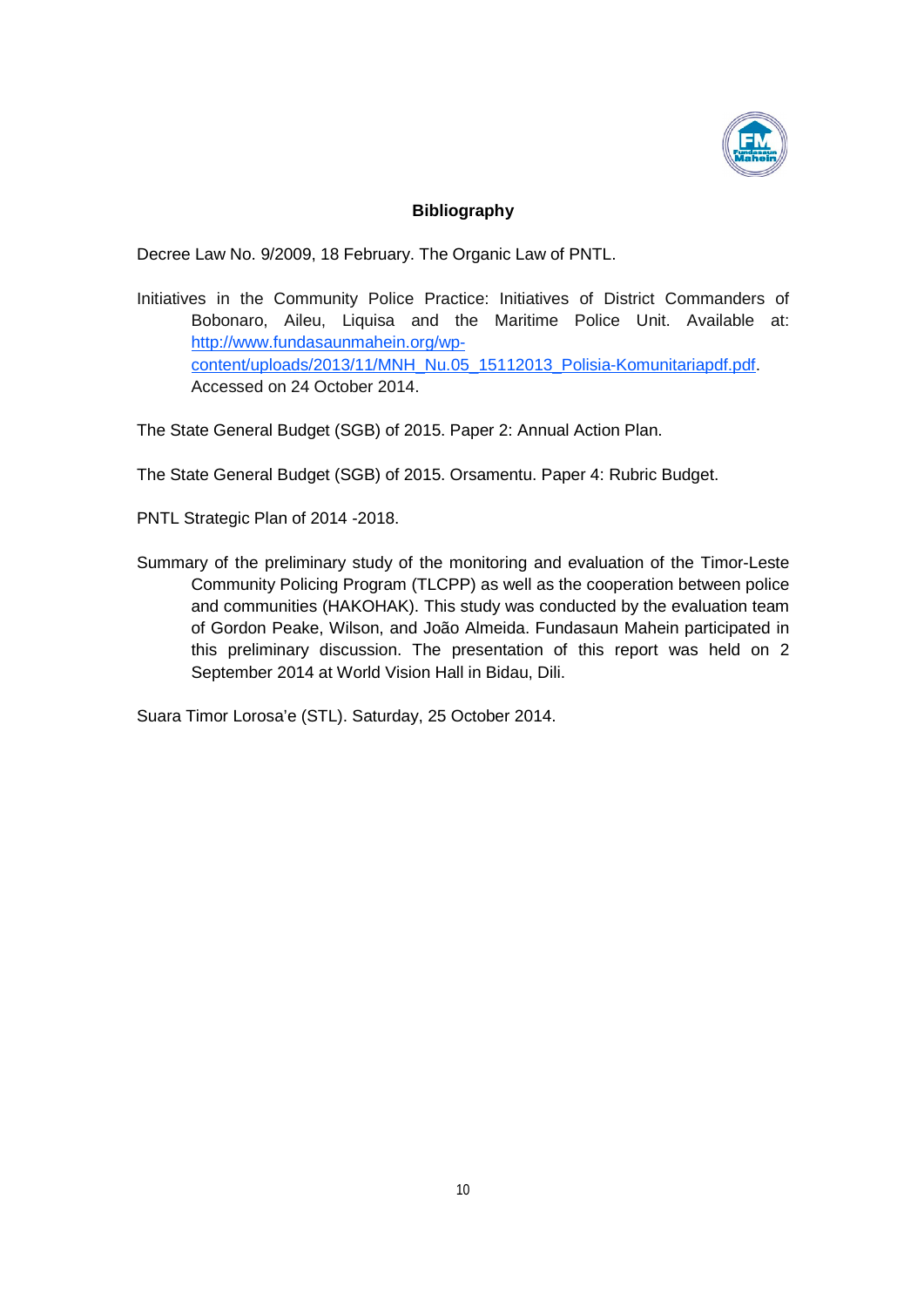## Bibliography

Decree Law No. 9/2009, 18 February. The Organic Law of PNTL.

Initiatives in the Community Police Practice: Initiatives of District Commanders of Bobonaro, Aileu, Liquisa and the Maritime Police Unit. Available at: http://www.fundasaunmahein.org/wp-content/uploads/2013/11/MNH_Nu.05_15112013_Polisia-Komunitariapdf.pdf. Accessed on 24 October 2014.

The State General Budget (SGB) of 2015. Paper 2: Annual Action Plan.

The State General Budget (SGB) of 2015. Orsamentu. Paper 4: Rubric Budget.

PNTL Strategic Plan of 2014 -2018.

Summary of the preliminary study of the monitoring and evaluation of the Timor-Leste Community Policing Program (TLCPP) as well as the cooperation between police and communities (HAKOHAK). This study was conducted by the evaluation team of Gordon Peake, Wilson, and João Almeida. Fundasaun Mahein participated in this preliminary discussion. The presentation of this report was held on 2 September 2014 at World Vision Hall in Bidau, Dili.

Suara Timor Lorosa'e (STL). Saturday, 25 October 2014.